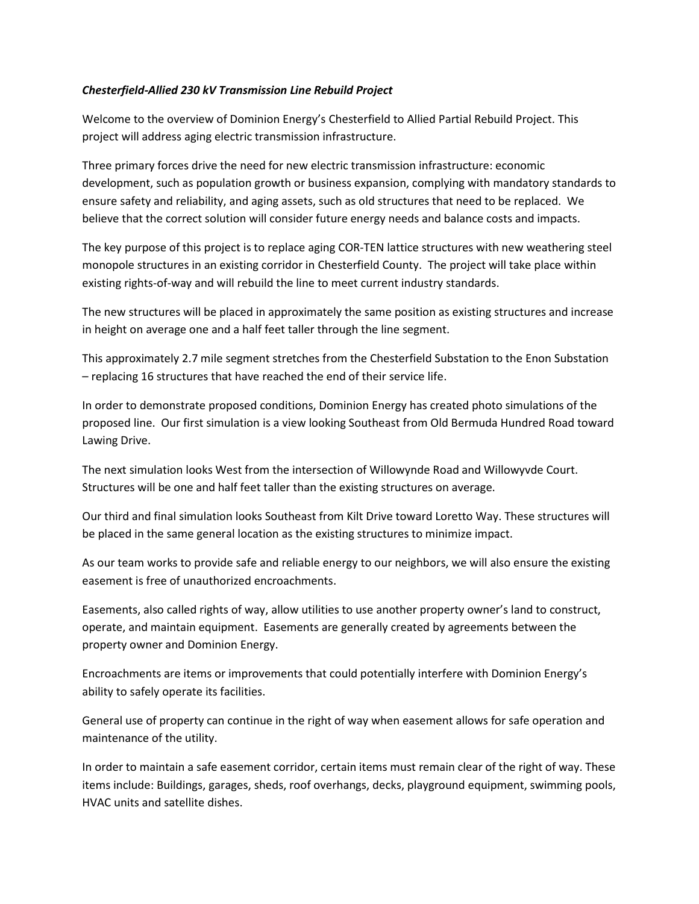***Chesterfield-Allied 230 kV Transmission Line Rebuild Project***

Welcome to the overview of Dominion Energy's Chesterfield to Allied Partial Rebuild Project. This project will address aging electric transmission infrastructure.

Three primary forces drive the need for new electric transmission infrastructure: economic development, such as population growth or business expansion, complying with mandatory standards to ensure safety and reliability, and aging assets, such as old structures that need to be replaced. We believe that the correct solution will consider future energy needs and balance costs and impacts.

The key purpose of this project is to replace aging COR-TEN lattice structures with new weathering steel monopole structures in an existing corridor in Chesterfield County. The project will take place within existing rights-of-way and will rebuild the line to meet current industry standards.

The new structures will be placed in approximately the same position as existing structures and increase in height on average one and a half feet taller through the line segment.

This approximately 2.7 mile segment stretches from the Chesterfield Substation to the Enon Substation – replacing 16 structures that have reached the end of their service life.

In order to demonstrate proposed conditions, Dominion Energy has created photo simulations of the proposed line. Our first simulation is a view looking Southeast from Old Bermuda Hundred Road toward Lawing Drive.

The next simulation looks West from the intersection of Willowynde Road and Willowyvde Court. Structures will be one and half feet taller than the existing structures on average.

Our third and final simulation looks Southeast from Kilt Drive toward Loretto Way. These structures will be placed in the same general location as the existing structures to minimize impact.

As our team works to provide safe and reliable energy to our neighbors, we will also ensure the existing easement is free of unauthorized encroachments.

Easements, also called rights of way, allow utilities to use another property owner's land to construct, operate, and maintain equipment. Easements are generally created by agreements between the property owner and Dominion Energy.

Encroachments are items or improvements that could potentially interfere with Dominion Energy's ability to safely operate its facilities.

General use of property can continue in the right of way when easement allows for safe operation and maintenance of the utility.

In order to maintain a safe easement corridor, certain items must remain clear of the right of way. These items include: Buildings, garages, sheds, roof overhangs, decks, playground equipment, swimming pools, HVAC units and satellite dishes.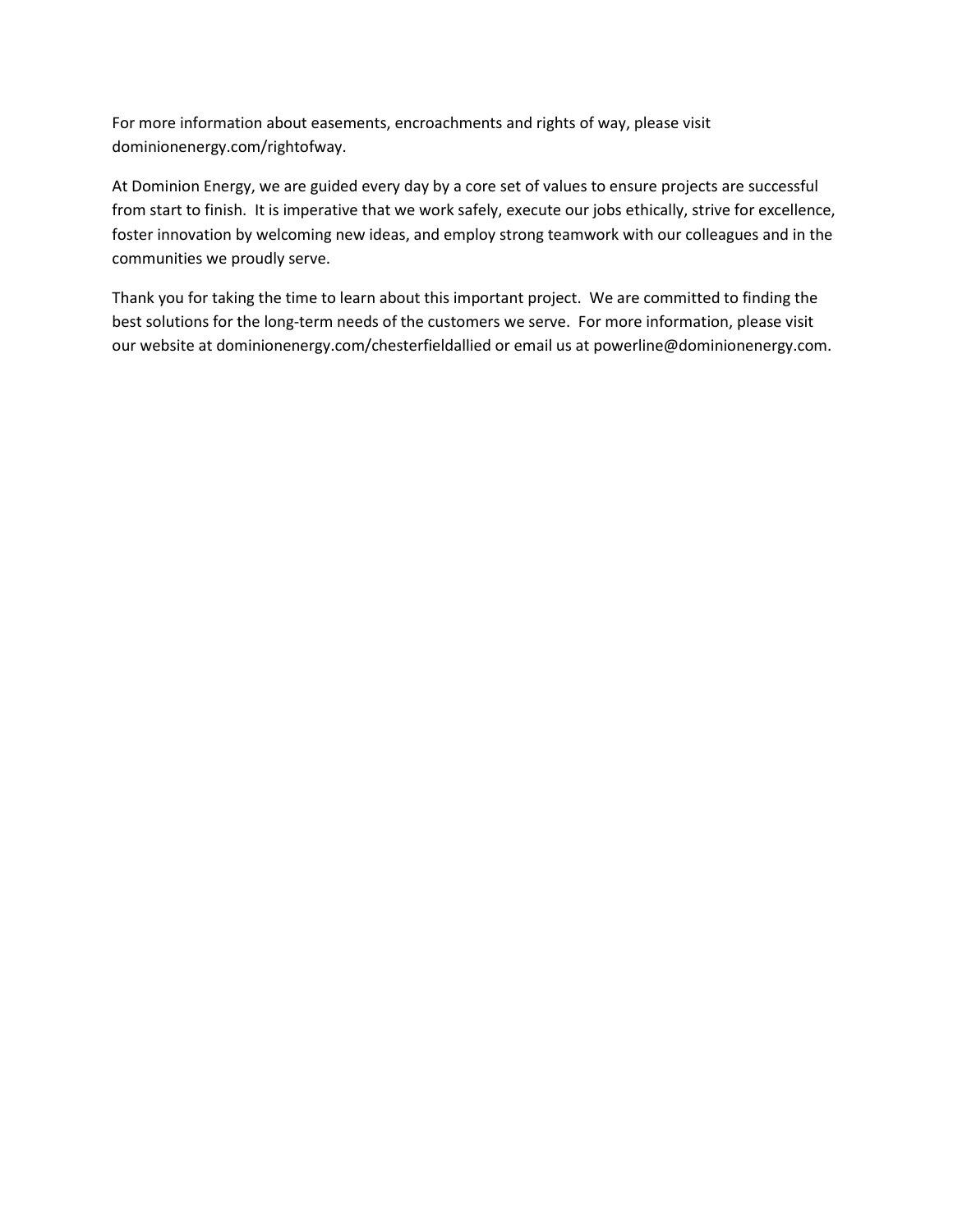For more information about easements, encroachments and rights of way, please visit dominionenergy.com/rightofway.

At Dominion Energy, we are guided every day by a core set of values to ensure projects are successful from start to finish. It is imperative that we work safely, execute our jobs ethically, strive for excellence, foster innovation by welcoming new ideas, and employ strong teamwork with our colleagues and in the communities we proudly serve.

Thank you for taking the time to learn about this important project. We are committed to finding the best solutions for the long-term needs of the customers we serve. For more information, please visit our website at dominionenergy.com/chesterfieldallied or email us at powerline@dominionenergy.com.